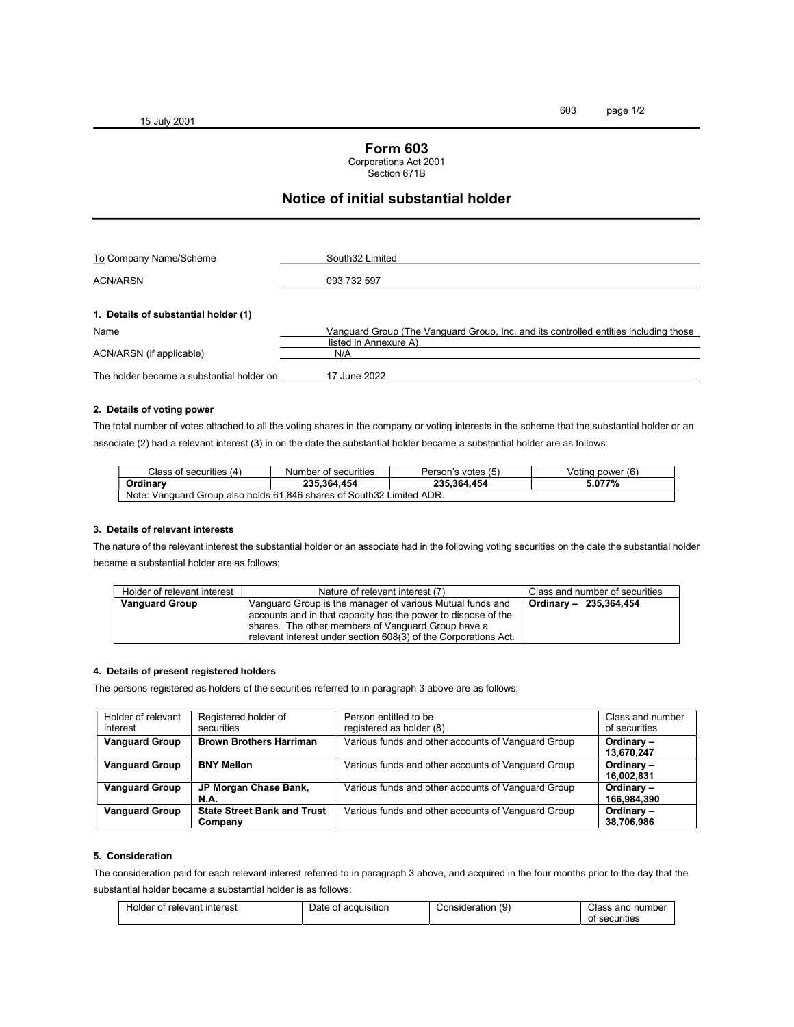# Form 603

Corporations Act 2001
Section 671B

## Notice of initial substantial holder

| | |
|---|---|
| To Company Name/Scheme | South32 Limited |
| ACN/ARSN | 093 732 597 |

### 1. Details of substantial holder (1)

| | |
|---|---|
| Name | Vanguard Group (The Vanguard Group, Inc. and its controlled entities including those listed in Annexure A) |
| ACN/ARSN (if applicable) | N/A |
| The holder became a substantial holder on | 17 June 2022 |

### 2. Details of voting power

The total number of votes attached to all the voting shares in the company or voting interests in the scheme that the substantial holder or an associate (2) had a relevant interest (3) in on the date the substantial holder became a substantial holder are as follows:

| Class of securities (4) | Number of securities | Person's votes (5) | Voting power (6) |
|---|---|---|---|
| **Ordinary** | **235,364,454** | **235,364,454** | **5.077%** |
| Note: Vanguard Group also holds 61,846 shares of South32 Limited ADR. | | | |

### 3. Details of relevant interests

The nature of the relevant interest the substantial holder or an associate had in the following voting securities on the date the substantial holder became a substantial holder are as follows:

| Holder of relevant interest | Nature of relevant interest (7) | Class and number of securities |
|---|---|---|
| **Vanguard Group** | Vanguard Group is the manager of various Mutual funds and accounts and in that capacity has the power to dispose of the shares. The other members of Vanguard Group have a relevant interest under section 608(3) of the Corporations Act. | **Ordinary – 235,364,454** |

### 4. Details of present registered holders

The persons registered as holders of the securities referred to in paragraph 3 above are as follows:

| Holder of relevant interest | Registered holder of securities | Person entitled to be registered as holder (8) | Class and number of securities |
|---|---|---|---|
| **Vanguard Group** | **Brown Brothers Harriman** | Various funds and other accounts of Vanguard Group | **Ordinary – 13,670,247** |
| **Vanguard Group** | **BNY Mellon** | Various funds and other accounts of Vanguard Group | **Ordinary – 16,002,831** |
| **Vanguard Group** | **JP Morgan Chase Bank, N.A.** | Various funds and other accounts of Vanguard Group | **Ordinary – 166,984,390** |
| **Vanguard Group** | **State Street Bank and Trust Company** | Various funds and other accounts of Vanguard Group | **Ordinary – 38,706,986** |

### 5. Consideration

The consideration paid for each relevant interest referred to in paragraph 3 above, and acquired in the four months prior to the day that the substantial holder became a substantial holder is as follows:

| Holder of relevant interest | Date of acquisition | Consideration (9) | Class and number of securities |
|---|---|---|---|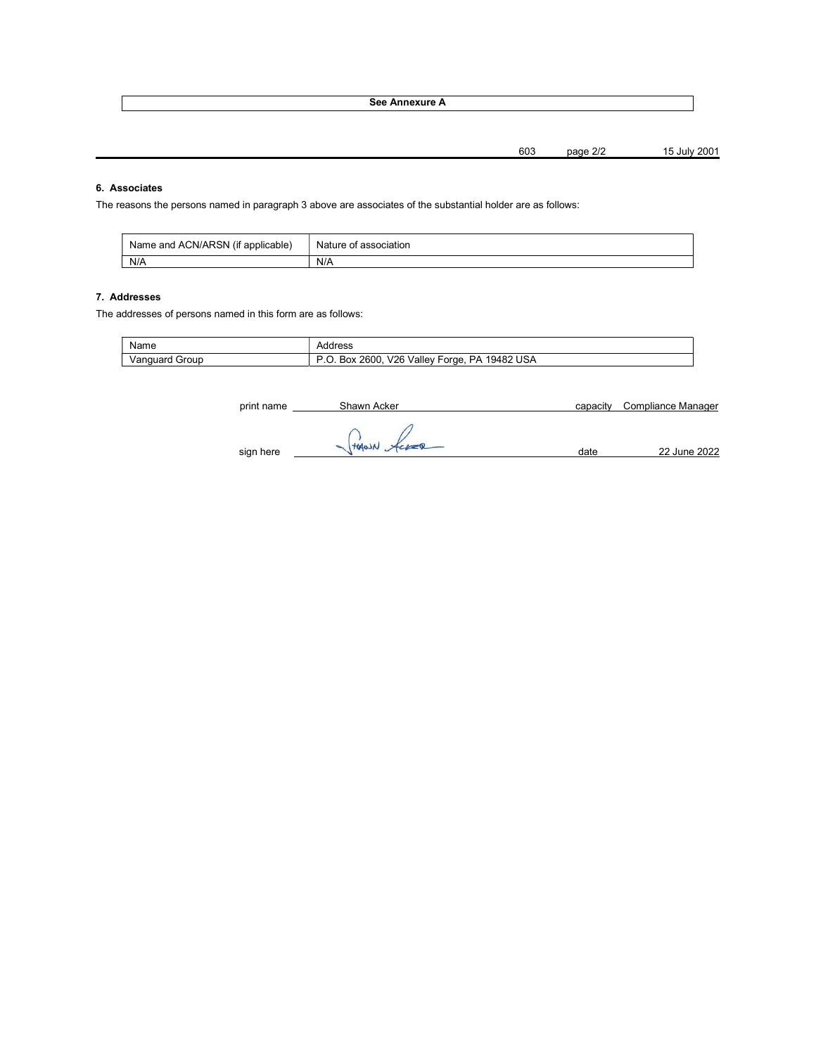| See Annexure A |
| --- |

### 6. Associates

The reasons the persons named in paragraph 3 above are associates of the substantial holder are as follows:

| Name and ACN/ARSN (if applicable) | Nature of association |
| --- | --- |
| N/A | N/A |

### 7. Addresses

The addresses of persons named in this form are as follows:

| Name | Address |
| --- | --- |
| Vanguard Group | P.O. Box 2600, V26 Valley Forge, PA 19482 USA |

print name Shawn Acker capacity Compliance Manager

sign here Shawn Acker date 22 June 2022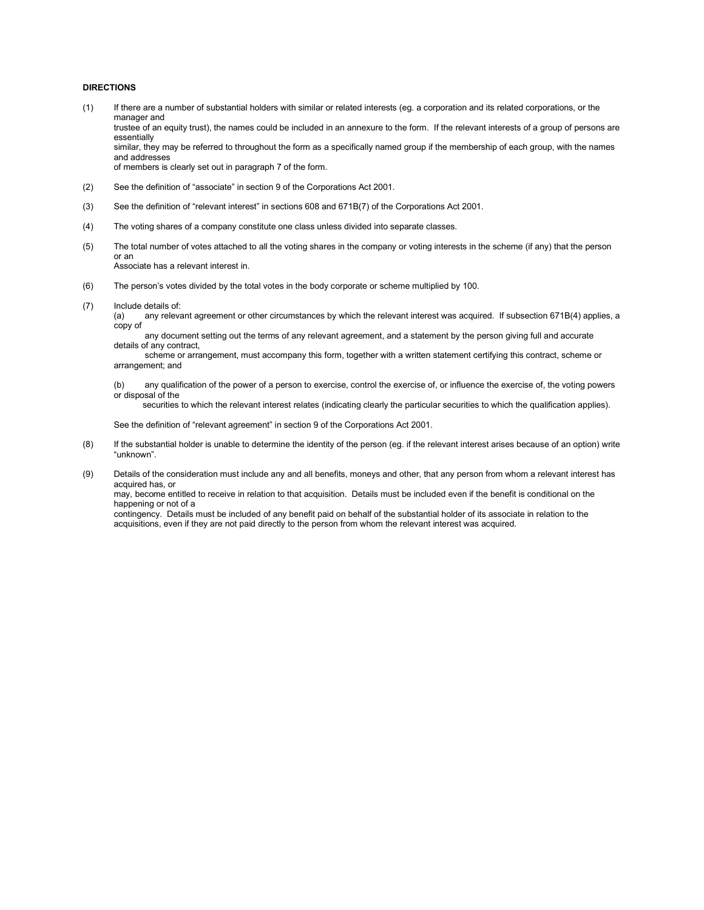**DIRECTIONS**

(1) If there are a number of substantial holders with similar or related interests (eg. a corporation and its related corporations, or the manager and trustee of an equity trust), the names could be included in an annexure to the form. If the relevant interests of a group of persons are essentially similar, they may be referred to throughout the form as a specifically named group if the membership of each group, with the names and addresses of members is clearly set out in paragraph 7 of the form.

(2) See the definition of "associate" in section 9 of the Corporations Act 2001.

(3) See the definition of "relevant interest" in sections 608 and 671B(7) of the Corporations Act 2001.

(4) The voting shares of a company constitute one class unless divided into separate classes.

(5) The total number of votes attached to all the voting shares in the company or voting interests in the scheme (if any) that the person or an Associate has a relevant interest in.

(6) The person's votes divided by the total votes in the body corporate or scheme multiplied by 100.

(7) Include details of:

(a) any relevant agreement or other circumstances by which the relevant interest was acquired. If subsection 671B(4) applies, a copy of any document setting out the terms of any relevant agreement, and a statement by the person giving full and accurate details of any contract, scheme or arrangement, must accompany this form, together with a written statement certifying this contract, scheme or arrangement; and

(b) any qualification of the power of a person to exercise, control the exercise of, or influence the exercise of, the voting powers or disposal of the securities to which the relevant interest relates (indicating clearly the particular securities to which the qualification applies).

See the definition of "relevant agreement" in section 9 of the Corporations Act 2001.

(8) If the substantial holder is unable to determine the identity of the person (eg. if the relevant interest arises because of an option) write "unknown".

(9) Details of the consideration must include any and all benefits, moneys and other, that any person from whom a relevant interest has acquired has, or may, become entitled to receive in relation to that acquisition. Details must be included even if the benefit is conditional on the happening or not of a contingency. Details must be included of any benefit paid on behalf of the substantial holder of its associate in relation to the acquisitions, even if they are not paid directly to the person from whom the relevant interest was acquired.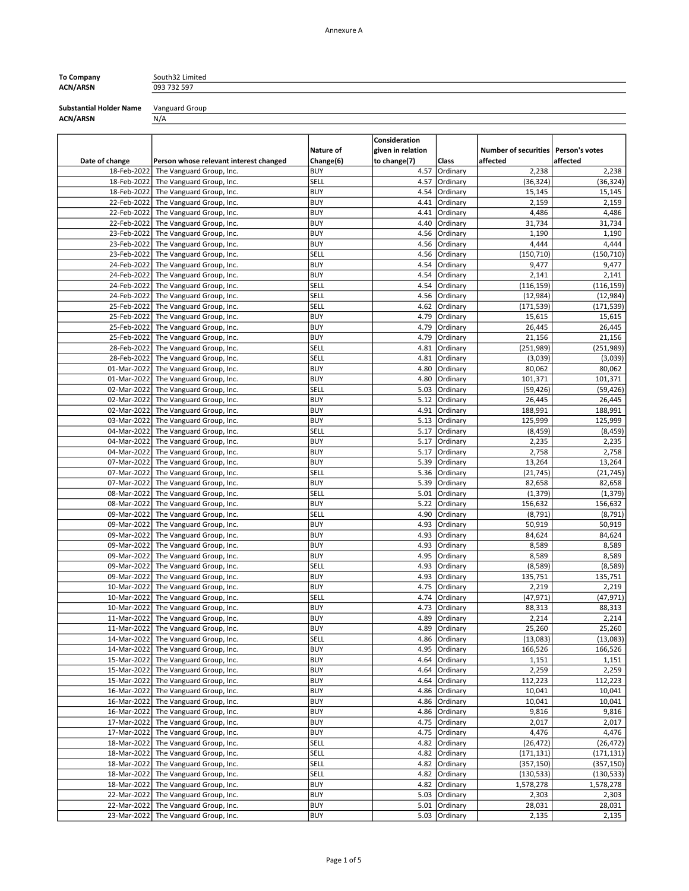Annexure A

| | |
|---|---|
| **To Company** | South32 Limited |
| **ACN/ARSN** | 093 732 597 |

| | |
|---|---|
| **Substantial Holder Name** | Vanguard Group |
| **ACN/ARSN** | N/A |

| Date of change | Person whose relevant interest changed | Nature of Change(6) | Consideration given in relation to change(7) | Class | Number of securities affected | Person's votes affected |
|---|---|---|---|---|---|---|
| 18-Feb-2022 | The Vanguard Group, Inc. | BUY | 4.57 | Ordinary | 2,238 | 2,238 |
| 18-Feb-2022 | The Vanguard Group, Inc. | SELL | 4.57 | Ordinary | (36,324) | (36,324) |
| 18-Feb-2022 | The Vanguard Group, Inc. | BUY | 4.54 | Ordinary | 15,145 | 15,145 |
| 22-Feb-2022 | The Vanguard Group, Inc. | BUY | 4.41 | Ordinary | 2,159 | 2,159 |
| 22-Feb-2022 | The Vanguard Group, Inc. | BUY | 4.41 | Ordinary | 4,486 | 4,486 |
| 22-Feb-2022 | The Vanguard Group, Inc. | BUY | 4.40 | Ordinary | 31,734 | 31,734 |
| 23-Feb-2022 | The Vanguard Group, Inc. | BUY | 4.56 | Ordinary | 1,190 | 1,190 |
| 23-Feb-2022 | The Vanguard Group, Inc. | BUY | 4.56 | Ordinary | 4,444 | 4,444 |
| 23-Feb-2022 | The Vanguard Group, Inc. | SELL | 4.56 | Ordinary | (150,710) | (150,710) |
| 24-Feb-2022 | The Vanguard Group, Inc. | BUY | 4.54 | Ordinary | 9,477 | 9,477 |
| 24-Feb-2022 | The Vanguard Group, Inc. | BUY | 4.54 | Ordinary | 2,141 | 2,141 |
| 24-Feb-2022 | The Vanguard Group, Inc. | SELL | 4.54 | Ordinary | (116,159) | (116,159) |
| 24-Feb-2022 | The Vanguard Group, Inc. | SELL | 4.56 | Ordinary | (12,984) | (12,984) |
| 25-Feb-2022 | The Vanguard Group, Inc. | SELL | 4.62 | Ordinary | (171,539) | (171,539) |
| 25-Feb-2022 | The Vanguard Group, Inc. | BUY | 4.79 | Ordinary | 15,615 | 15,615 |
| 25-Feb-2022 | The Vanguard Group, Inc. | BUY | 4.79 | Ordinary | 26,445 | 26,445 |
| 25-Feb-2022 | The Vanguard Group, Inc. | BUY | 4.79 | Ordinary | 21,156 | 21,156 |
| 28-Feb-2022 | The Vanguard Group, Inc. | SELL | 4.81 | Ordinary | (251,989) | (251,989) |
| 28-Feb-2022 | The Vanguard Group, Inc. | SELL | 4.81 | Ordinary | (3,039) | (3,039) |
| 01-Mar-2022 | The Vanguard Group, Inc. | BUY | 4.80 | Ordinary | 80,062 | 80,062 |
| 01-Mar-2022 | The Vanguard Group, Inc. | BUY | 4.80 | Ordinary | 101,371 | 101,371 |
| 02-Mar-2022 | The Vanguard Group, Inc. | SELL | 5.03 | Ordinary | (59,426) | (59,426) |
| 02-Mar-2022 | The Vanguard Group, Inc. | BUY | 5.12 | Ordinary | 26,445 | 26,445 |
| 02-Mar-2022 | The Vanguard Group, Inc. | BUY | 4.91 | Ordinary | 188,991 | 188,991 |
| 03-Mar-2022 | The Vanguard Group, Inc. | BUY | 5.13 | Ordinary | 125,999 | 125,999 |
| 04-Mar-2022 | The Vanguard Group, Inc. | SELL | 5.17 | Ordinary | (8,459) | (8,459) |
| 04-Mar-2022 | The Vanguard Group, Inc. | BUY | 5.17 | Ordinary | 2,235 | 2,235 |
| 04-Mar-2022 | The Vanguard Group, Inc. | BUY | 5.17 | Ordinary | 2,758 | 2,758 |
| 07-Mar-2022 | The Vanguard Group, Inc. | BUY | 5.39 | Ordinary | 13,264 | 13,264 |
| 07-Mar-2022 | The Vanguard Group, Inc. | SELL | 5.36 | Ordinary | (21,745) | (21,745) |
| 07-Mar-2022 | The Vanguard Group, Inc. | BUY | 5.39 | Ordinary | 82,658 | 82,658 |
| 08-Mar-2022 | The Vanguard Group, Inc. | SELL | 5.01 | Ordinary | (1,379) | (1,379) |
| 08-Mar-2022 | The Vanguard Group, Inc. | BUY | 5.22 | Ordinary | 156,632 | 156,632 |
| 09-Mar-2022 | The Vanguard Group, Inc. | SELL | 4.90 | Ordinary | (8,791) | (8,791) |
| 09-Mar-2022 | The Vanguard Group, Inc. | BUY | 4.93 | Ordinary | 50,919 | 50,919 |
| 09-Mar-2022 | The Vanguard Group, Inc. | BUY | 4.93 | Ordinary | 84,624 | 84,624 |
| 09-Mar-2022 | The Vanguard Group, Inc. | BUY | 4.93 | Ordinary | 8,589 | 8,589 |
| 09-Mar-2022 | The Vanguard Group, Inc. | BUY | 4.95 | Ordinary | 8,589 | 8,589 |
| 09-Mar-2022 | The Vanguard Group, Inc. | SELL | 4.93 | Ordinary | (8,589) | (8,589) |
| 09-Mar-2022 | The Vanguard Group, Inc. | BUY | 4.93 | Ordinary | 135,751 | 135,751 |
| 10-Mar-2022 | The Vanguard Group, Inc. | BUY | 4.75 | Ordinary | 2,219 | 2,219 |
| 10-Mar-2022 | The Vanguard Group, Inc. | SELL | 4.74 | Ordinary | (47,971) | (47,971) |
| 10-Mar-2022 | The Vanguard Group, Inc. | BUY | 4.73 | Ordinary | 88,313 | 88,313 |
| 11-Mar-2022 | The Vanguard Group, Inc. | BUY | 4.89 | Ordinary | 2,214 | 2,214 |
| 11-Mar-2022 | The Vanguard Group, Inc. | BUY | 4.89 | Ordinary | 25,260 | 25,260 |
| 14-Mar-2022 | The Vanguard Group, Inc. | SELL | 4.86 | Ordinary | (13,083) | (13,083) |
| 14-Mar-2022 | The Vanguard Group, Inc. | BUY | 4.95 | Ordinary | 166,526 | 166,526 |
| 15-Mar-2022 | The Vanguard Group, Inc. | BUY | 4.64 | Ordinary | 1,151 | 1,151 |
| 15-Mar-2022 | The Vanguard Group, Inc. | BUY | 4.64 | Ordinary | 2,259 | 2,259 |
| 15-Mar-2022 | The Vanguard Group, Inc. | BUY | 4.64 | Ordinary | 112,223 | 112,223 |
| 16-Mar-2022 | The Vanguard Group, Inc. | BUY | 4.86 | Ordinary | 10,041 | 10,041 |
| 16-Mar-2022 | The Vanguard Group, Inc. | BUY | 4.86 | Ordinary | 10,041 | 10,041 |
| 16-Mar-2022 | The Vanguard Group, Inc. | BUY | 4.86 | Ordinary | 9,816 | 9,816 |
| 17-Mar-2022 | The Vanguard Group, Inc. | BUY | 4.75 | Ordinary | 2,017 | 2,017 |
| 17-Mar-2022 | The Vanguard Group, Inc. | BUY | 4.75 | Ordinary | 4,476 | 4,476 |
| 18-Mar-2022 | The Vanguard Group, Inc. | SELL | 4.82 | Ordinary | (26,472) | (26,472) |
| 18-Mar-2022 | The Vanguard Group, Inc. | SELL | 4.82 | Ordinary | (171,131) | (171,131) |
| 18-Mar-2022 | The Vanguard Group, Inc. | SELL | 4.82 | Ordinary | (357,150) | (357,150) |
| 18-Mar-2022 | The Vanguard Group, Inc. | SELL | 4.82 | Ordinary | (130,533) | (130,533) |
| 18-Mar-2022 | The Vanguard Group, Inc. | BUY | 4.82 | Ordinary | 1,578,278 | 1,578,278 |
| 22-Mar-2022 | The Vanguard Group, Inc. | BUY | 5.03 | Ordinary | 2,303 | 2,303 |
| 22-Mar-2022 | The Vanguard Group, Inc. | BUY | 5.01 | Ordinary | 28,031 | 28,031 |
| 23-Mar-2022 | The Vanguard Group, Inc. | BUY | 5.03 | Ordinary | 2,135 | 2,135 |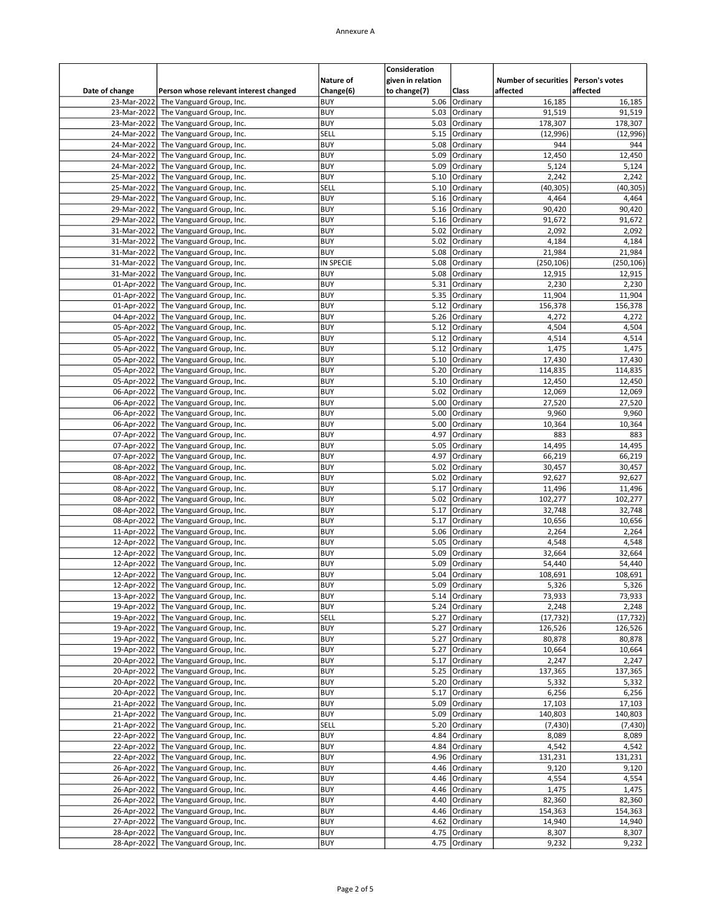Annexure A

| Date of change | Person whose relevant interest changed | Nature of Change(6) | Consideration given in relation to change(7) | Class | Number of securities affected | Person's votes affected |
|---|---|---|---|---|---|---|
| 23-Mar-2022 | The Vanguard Group, Inc. | BUY | 5.06 | Ordinary | 16,185 | 16,185 |
| 23-Mar-2022 | The Vanguard Group, Inc. | BUY | 5.03 | Ordinary | 91,519 | 91,519 |
| 23-Mar-2022 | The Vanguard Group, Inc. | BUY | 5.03 | Ordinary | 178,307 | 178,307 |
| 24-Mar-2022 | The Vanguard Group, Inc. | SELL | 5.15 | Ordinary | (12,996) | (12,996) |
| 24-Mar-2022 | The Vanguard Group, Inc. | BUY | 5.08 | Ordinary | 944 | 944 |
| 24-Mar-2022 | The Vanguard Group, Inc. | BUY | 5.09 | Ordinary | 12,450 | 12,450 |
| 24-Mar-2022 | The Vanguard Group, Inc. | BUY | 5.09 | Ordinary | 5,124 | 5,124 |
| 25-Mar-2022 | The Vanguard Group, Inc. | BUY | 5.10 | Ordinary | 2,242 | 2,242 |
| 25-Mar-2022 | The Vanguard Group, Inc. | SELL | 5.10 | Ordinary | (40,305) | (40,305) |
| 29-Mar-2022 | The Vanguard Group, Inc. | BUY | 5.16 | Ordinary | 4,464 | 4,464 |
| 29-Mar-2022 | The Vanguard Group, Inc. | BUY | 5.16 | Ordinary | 90,420 | 90,420 |
| 29-Mar-2022 | The Vanguard Group, Inc. | BUY | 5.16 | Ordinary | 91,672 | 91,672 |
| 31-Mar-2022 | The Vanguard Group, Inc. | BUY | 5.02 | Ordinary | 2,092 | 2,092 |
| 31-Mar-2022 | The Vanguard Group, Inc. | BUY | 5.02 | Ordinary | 4,184 | 4,184 |
| 31-Mar-2022 | The Vanguard Group, Inc. | BUY | 5.08 | Ordinary | 21,984 | 21,984 |
| 31-Mar-2022 | The Vanguard Group, Inc. | IN SPECIE | 5.08 | Ordinary | (250,106) | (250,106) |
| 31-Mar-2022 | The Vanguard Group, Inc. | BUY | 5.08 | Ordinary | 12,915 | 12,915 |
| 01-Apr-2022 | The Vanguard Group, Inc. | BUY | 5.31 | Ordinary | 2,230 | 2,230 |
| 01-Apr-2022 | The Vanguard Group, Inc. | BUY | 5.35 | Ordinary | 11,904 | 11,904 |
| 01-Apr-2022 | The Vanguard Group, Inc. | BUY | 5.12 | Ordinary | 156,378 | 156,378 |
| 04-Apr-2022 | The Vanguard Group, Inc. | BUY | 5.26 | Ordinary | 4,272 | 4,272 |
| 05-Apr-2022 | The Vanguard Group, Inc. | BUY | 5.12 | Ordinary | 4,504 | 4,504 |
| 05-Apr-2022 | The Vanguard Group, Inc. | BUY | 5.12 | Ordinary | 4,514 | 4,514 |
| 05-Apr-2022 | The Vanguard Group, Inc. | BUY | 5.12 | Ordinary | 1,475 | 1,475 |
| 05-Apr-2022 | The Vanguard Group, Inc. | BUY | 5.10 | Ordinary | 17,430 | 17,430 |
| 05-Apr-2022 | The Vanguard Group, Inc. | BUY | 5.20 | Ordinary | 114,835 | 114,835 |
| 05-Apr-2022 | The Vanguard Group, Inc. | BUY | 5.10 | Ordinary | 12,450 | 12,450 |
| 06-Apr-2022 | The Vanguard Group, Inc. | BUY | 5.02 | Ordinary | 12,069 | 12,069 |
| 06-Apr-2022 | The Vanguard Group, Inc. | BUY | 5.00 | Ordinary | 27,520 | 27,520 |
| 06-Apr-2022 | The Vanguard Group, Inc. | BUY | 5.00 | Ordinary | 9,960 | 9,960 |
| 06-Apr-2022 | The Vanguard Group, Inc. | BUY | 5.00 | Ordinary | 10,364 | 10,364 |
| 07-Apr-2022 | The Vanguard Group, Inc. | BUY | 4.97 | Ordinary | 883 | 883 |
| 07-Apr-2022 | The Vanguard Group, Inc. | BUY | 5.05 | Ordinary | 14,495 | 14,495 |
| 07-Apr-2022 | The Vanguard Group, Inc. | BUY | 4.97 | Ordinary | 66,219 | 66,219 |
| 08-Apr-2022 | The Vanguard Group, Inc. | BUY | 5.02 | Ordinary | 30,457 | 30,457 |
| 08-Apr-2022 | The Vanguard Group, Inc. | BUY | 5.02 | Ordinary | 92,627 | 92,627 |
| 08-Apr-2022 | The Vanguard Group, Inc. | BUY | 5.17 | Ordinary | 11,496 | 11,496 |
| 08-Apr-2022 | The Vanguard Group, Inc. | BUY | 5.02 | Ordinary | 102,277 | 102,277 |
| 08-Apr-2022 | The Vanguard Group, Inc. | BUY | 5.17 | Ordinary | 32,748 | 32,748 |
| 08-Apr-2022 | The Vanguard Group, Inc. | BUY | 5.17 | Ordinary | 10,656 | 10,656 |
| 11-Apr-2022 | The Vanguard Group, Inc. | BUY | 5.06 | Ordinary | 2,264 | 2,264 |
| 12-Apr-2022 | The Vanguard Group, Inc. | BUY | 5.05 | Ordinary | 4,548 | 4,548 |
| 12-Apr-2022 | The Vanguard Group, Inc. | BUY | 5.09 | Ordinary | 32,664 | 32,664 |
| 12-Apr-2022 | The Vanguard Group, Inc. | BUY | 5.09 | Ordinary | 54,440 | 54,440 |
| 12-Apr-2022 | The Vanguard Group, Inc. | BUY | 5.04 | Ordinary | 108,691 | 108,691 |
| 12-Apr-2022 | The Vanguard Group, Inc. | BUY | 5.09 | Ordinary | 5,326 | 5,326 |
| 13-Apr-2022 | The Vanguard Group, Inc. | BUY | 5.14 | Ordinary | 73,933 | 73,933 |
| 19-Apr-2022 | The Vanguard Group, Inc. | BUY | 5.24 | Ordinary | 2,248 | 2,248 |
| 19-Apr-2022 | The Vanguard Group, Inc. | SELL | 5.27 | Ordinary | (17,732) | (17,732) |
| 19-Apr-2022 | The Vanguard Group, Inc. | BUY | 5.27 | Ordinary | 126,526 | 126,526 |
| 19-Apr-2022 | The Vanguard Group, Inc. | BUY | 5.27 | Ordinary | 80,878 | 80,878 |
| 19-Apr-2022 | The Vanguard Group, Inc. | BUY | 5.27 | Ordinary | 10,664 | 10,664 |
| 20-Apr-2022 | The Vanguard Group, Inc. | BUY | 5.17 | Ordinary | 2,247 | 2,247 |
| 20-Apr-2022 | The Vanguard Group, Inc. | BUY | 5.25 | Ordinary | 137,365 | 137,365 |
| 20-Apr-2022 | The Vanguard Group, Inc. | BUY | 5.20 | Ordinary | 5,332 | 5,332 |
| 20-Apr-2022 | The Vanguard Group, Inc. | BUY | 5.17 | Ordinary | 6,256 | 6,256 |
| 21-Apr-2022 | The Vanguard Group, Inc. | BUY | 5.09 | Ordinary | 17,103 | 17,103 |
| 21-Apr-2022 | The Vanguard Group, Inc. | BUY | 5.09 | Ordinary | 140,803 | 140,803 |
| 21-Apr-2022 | The Vanguard Group, Inc. | SELL | 5.20 | Ordinary | (7,430) | (7,430) |
| 22-Apr-2022 | The Vanguard Group, Inc. | BUY | 4.84 | Ordinary | 8,089 | 8,089 |
| 22-Apr-2022 | The Vanguard Group, Inc. | BUY | 4.84 | Ordinary | 4,542 | 4,542 |
| 22-Apr-2022 | The Vanguard Group, Inc. | BUY | 4.96 | Ordinary | 131,231 | 131,231 |
| 26-Apr-2022 | The Vanguard Group, Inc. | BUY | 4.46 | Ordinary | 9,120 | 9,120 |
| 26-Apr-2022 | The Vanguard Group, Inc. | BUY | 4.46 | Ordinary | 4,554 | 4,554 |
| 26-Apr-2022 | The Vanguard Group, Inc. | BUY | 4.46 | Ordinary | 1,475 | 1,475 |
| 26-Apr-2022 | The Vanguard Group, Inc. | BUY | 4.40 | Ordinary | 82,360 | 82,360 |
| 26-Apr-2022 | The Vanguard Group, Inc. | BUY | 4.46 | Ordinary | 154,363 | 154,363 |
| 27-Apr-2022 | The Vanguard Group, Inc. | BUY | 4.62 | Ordinary | 14,940 | 14,940 |
| 28-Apr-2022 | The Vanguard Group, Inc. | BUY | 4.75 | Ordinary | 8,307 | 8,307 |
| 28-Apr-2022 | The Vanguard Group, Inc. | BUY | 4.75 | Ordinary | 9,232 | 9,232 |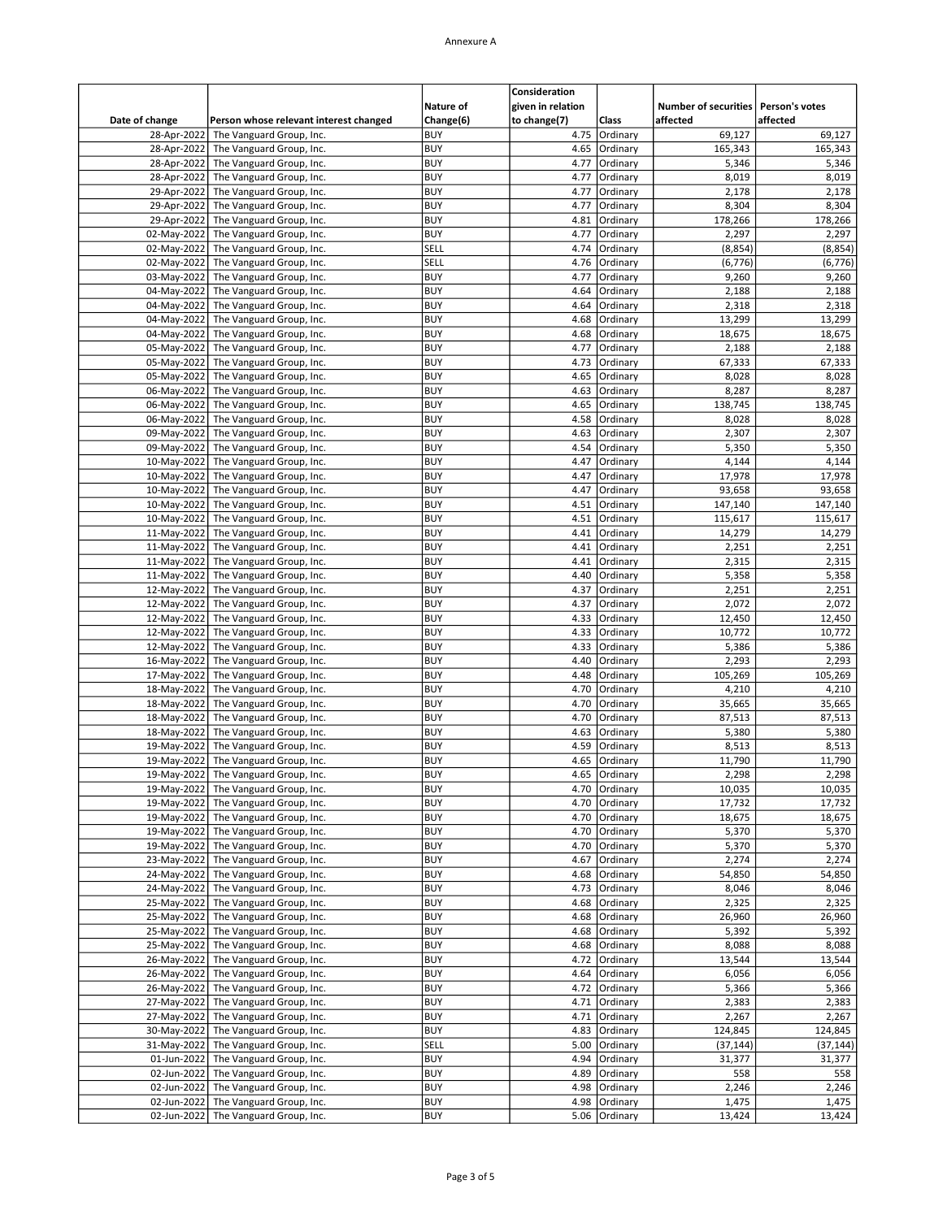Annexure A

| Date of change | Person whose relevant interest changed | Nature of Change(6) | Consideration given in relation to change(7) | Class | Number of securities affected | Person's votes affected |
|---|---|---|---|---|---|---|
| 28-Apr-2022 | The Vanguard Group, Inc. | BUY | 4.75 | Ordinary | 69,127 | 69,127 |
| 28-Apr-2022 | The Vanguard Group, Inc. | BUY | 4.65 | Ordinary | 165,343 | 165,343 |
| 28-Apr-2022 | The Vanguard Group, Inc. | BUY | 4.77 | Ordinary | 5,346 | 5,346 |
| 28-Apr-2022 | The Vanguard Group, Inc. | BUY | 4.77 | Ordinary | 8,019 | 8,019 |
| 29-Apr-2022 | The Vanguard Group, Inc. | BUY | 4.77 | Ordinary | 2,178 | 2,178 |
| 29-Apr-2022 | The Vanguard Group, Inc. | BUY | 4.77 | Ordinary | 8,304 | 8,304 |
| 29-Apr-2022 | The Vanguard Group, Inc. | BUY | 4.81 | Ordinary | 178,266 | 178,266 |
| 02-May-2022 | The Vanguard Group, Inc. | BUY | 4.77 | Ordinary | 2,297 | 2,297 |
| 02-May-2022 | The Vanguard Group, Inc. | SELL | 4.74 | Ordinary | (8,854) | (8,854) |
| 02-May-2022 | The Vanguard Group, Inc. | SELL | 4.76 | Ordinary | (6,776) | (6,776) |
| 03-May-2022 | The Vanguard Group, Inc. | BUY | 4.77 | Ordinary | 9,260 | 9,260 |
| 04-May-2022 | The Vanguard Group, Inc. | BUY | 4.64 | Ordinary | 2,188 | 2,188 |
| 04-May-2022 | The Vanguard Group, Inc. | BUY | 4.64 | Ordinary | 2,318 | 2,318 |
| 04-May-2022 | The Vanguard Group, Inc. | BUY | 4.68 | Ordinary | 13,299 | 13,299 |
| 04-May-2022 | The Vanguard Group, Inc. | BUY | 4.68 | Ordinary | 18,675 | 18,675 |
| 05-May-2022 | The Vanguard Group, Inc. | BUY | 4.77 | Ordinary | 2,188 | 2,188 |
| 05-May-2022 | The Vanguard Group, Inc. | BUY | 4.73 | Ordinary | 67,333 | 67,333 |
| 05-May-2022 | The Vanguard Group, Inc. | BUY | 4.65 | Ordinary | 8,028 | 8,028 |
| 06-May-2022 | The Vanguard Group, Inc. | BUY | 4.63 | Ordinary | 8,287 | 8,287 |
| 06-May-2022 | The Vanguard Group, Inc. | BUY | 4.65 | Ordinary | 138,745 | 138,745 |
| 06-May-2022 | The Vanguard Group, Inc. | BUY | 4.58 | Ordinary | 8,028 | 8,028 |
| 09-May-2022 | The Vanguard Group, Inc. | BUY | 4.63 | Ordinary | 2,307 | 2,307 |
| 09-May-2022 | The Vanguard Group, Inc. | BUY | 4.54 | Ordinary | 5,350 | 5,350 |
| 10-May-2022 | The Vanguard Group, Inc. | BUY | 4.47 | Ordinary | 4,144 | 4,144 |
| 10-May-2022 | The Vanguard Group, Inc. | BUY | 4.47 | Ordinary | 17,978 | 17,978 |
| 10-May-2022 | The Vanguard Group, Inc. | BUY | 4.47 | Ordinary | 93,658 | 93,658 |
| 10-May-2022 | The Vanguard Group, Inc. | BUY | 4.51 | Ordinary | 147,140 | 147,140 |
| 10-May-2022 | The Vanguard Group, Inc. | BUY | 4.51 | Ordinary | 115,617 | 115,617 |
| 11-May-2022 | The Vanguard Group, Inc. | BUY | 4.41 | Ordinary | 14,279 | 14,279 |
| 11-May-2022 | The Vanguard Group, Inc. | BUY | 4.41 | Ordinary | 2,251 | 2,251 |
| 11-May-2022 | The Vanguard Group, Inc. | BUY | 4.41 | Ordinary | 2,315 | 2,315 |
| 11-May-2022 | The Vanguard Group, Inc. | BUY | 4.40 | Ordinary | 5,358 | 5,358 |
| 12-May-2022 | The Vanguard Group, Inc. | BUY | 4.37 | Ordinary | 2,251 | 2,251 |
| 12-May-2022 | The Vanguard Group, Inc. | BUY | 4.37 | Ordinary | 2,072 | 2,072 |
| 12-May-2022 | The Vanguard Group, Inc. | BUY | 4.33 | Ordinary | 12,450 | 12,450 |
| 12-May-2022 | The Vanguard Group, Inc. | BUY | 4.33 | Ordinary | 10,772 | 10,772 |
| 12-May-2022 | The Vanguard Group, Inc. | BUY | 4.33 | Ordinary | 5,386 | 5,386 |
| 16-May-2022 | The Vanguard Group, Inc. | BUY | 4.40 | Ordinary | 2,293 | 2,293 |
| 17-May-2022 | The Vanguard Group, Inc. | BUY | 4.48 | Ordinary | 105,269 | 105,269 |
| 18-May-2022 | The Vanguard Group, Inc. | BUY | 4.70 | Ordinary | 4,210 | 4,210 |
| 18-May-2022 | The Vanguard Group, Inc. | BUY | 4.70 | Ordinary | 35,665 | 35,665 |
| 18-May-2022 | The Vanguard Group, Inc. | BUY | 4.70 | Ordinary | 87,513 | 87,513 |
| 18-May-2022 | The Vanguard Group, Inc. | BUY | 4.63 | Ordinary | 5,380 | 5,380 |
| 19-May-2022 | The Vanguard Group, Inc. | BUY | 4.59 | Ordinary | 8,513 | 8,513 |
| 19-May-2022 | The Vanguard Group, Inc. | BUY | 4.65 | Ordinary | 11,790 | 11,790 |
| 19-May-2022 | The Vanguard Group, Inc. | BUY | 4.65 | Ordinary | 2,298 | 2,298 |
| 19-May-2022 | The Vanguard Group, Inc. | BUY | 4.70 | Ordinary | 10,035 | 10,035 |
| 19-May-2022 | The Vanguard Group, Inc. | BUY | 4.70 | Ordinary | 17,732 | 17,732 |
| 19-May-2022 | The Vanguard Group, Inc. | BUY | 4.70 | Ordinary | 18,675 | 18,675 |
| 19-May-2022 | The Vanguard Group, Inc. | BUY | 4.70 | Ordinary | 5,370 | 5,370 |
| 19-May-2022 | The Vanguard Group, Inc. | BUY | 4.70 | Ordinary | 5,370 | 5,370 |
| 23-May-2022 | The Vanguard Group, Inc. | BUY | 4.67 | Ordinary | 2,274 | 2,274 |
| 24-May-2022 | The Vanguard Group, Inc. | BUY | 4.68 | Ordinary | 54,850 | 54,850 |
| 24-May-2022 | The Vanguard Group, Inc. | BUY | 4.73 | Ordinary | 8,046 | 8,046 |
| 25-May-2022 | The Vanguard Group, Inc. | BUY | 4.68 | Ordinary | 2,325 | 2,325 |
| 25-May-2022 | The Vanguard Group, Inc. | BUY | 4.68 | Ordinary | 26,960 | 26,960 |
| 25-May-2022 | The Vanguard Group, Inc. | BUY | 4.68 | Ordinary | 5,392 | 5,392 |
| 25-May-2022 | The Vanguard Group, Inc. | BUY | 4.68 | Ordinary | 8,088 | 8,088 |
| 26-May-2022 | The Vanguard Group, Inc. | BUY | 4.72 | Ordinary | 13,544 | 13,544 |
| 26-May-2022 | The Vanguard Group, Inc. | BUY | 4.64 | Ordinary | 6,056 | 6,056 |
| 26-May-2022 | The Vanguard Group, Inc. | BUY | 4.72 | Ordinary | 5,366 | 5,366 |
| 27-May-2022 | The Vanguard Group, Inc. | BUY | 4.71 | Ordinary | 2,383 | 2,383 |
| 27-May-2022 | The Vanguard Group, Inc. | BUY | 4.71 | Ordinary | 2,267 | 2,267 |
| 30-May-2022 | The Vanguard Group, Inc. | BUY | 4.83 | Ordinary | 124,845 | 124,845 |
| 31-May-2022 | The Vanguard Group, Inc. | SELL | 5.00 | Ordinary | (37,144) | (37,144) |
| 01-Jun-2022 | The Vanguard Group, Inc. | BUY | 4.94 | Ordinary | 31,377 | 31,377 |
| 02-Jun-2022 | The Vanguard Group, Inc. | BUY | 4.89 | Ordinary | 558 | 558 |
| 02-Jun-2022 | The Vanguard Group, Inc. | BUY | 4.98 | Ordinary | 2,246 | 2,246 |
| 02-Jun-2022 | The Vanguard Group, Inc. | BUY | 4.98 | Ordinary | 1,475 | 1,475 |
| 02-Jun-2022 | The Vanguard Group, Inc. | BUY | 5.06 | Ordinary | 13,424 | 13,424 |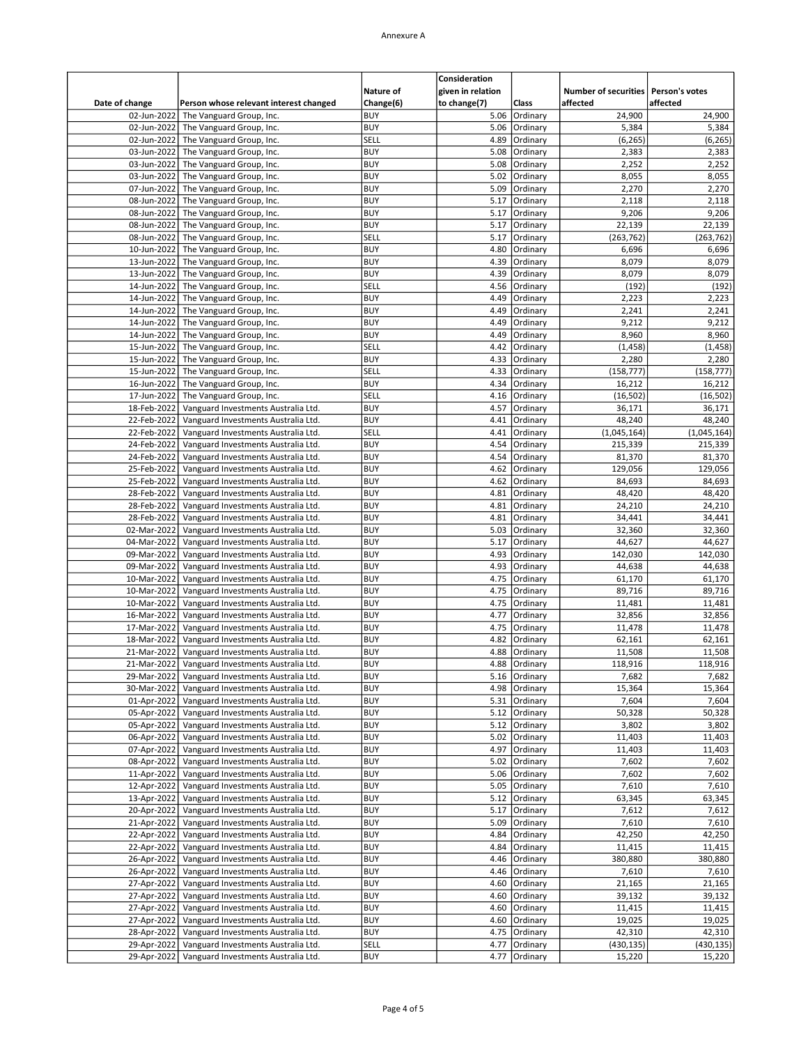Annexure A

| Date of change | Person whose relevant interest changed | Nature of Change(6) | Consideration given in relation to change(7) | Class | Number of securities affected | Person's votes affected |
|---|---|---|---|---|---|---|
| 02-Jun-2022 | The Vanguard Group, Inc. | BUY | 5.06 | Ordinary | 24,900 | 24,900 |
| 02-Jun-2022 | The Vanguard Group, Inc. | BUY | 5.06 | Ordinary | 5,384 | 5,384 |
| 02-Jun-2022 | The Vanguard Group, Inc. | SELL | 4.89 | Ordinary | (6,265) | (6,265) |
| 03-Jun-2022 | The Vanguard Group, Inc. | BUY | 5.08 | Ordinary | 2,383 | 2,383 |
| 03-Jun-2022 | The Vanguard Group, Inc. | BUY | 5.08 | Ordinary | 2,252 | 2,252 |
| 03-Jun-2022 | The Vanguard Group, Inc. | BUY | 5.02 | Ordinary | 8,055 | 8,055 |
| 07-Jun-2022 | The Vanguard Group, Inc. | BUY | 5.09 | Ordinary | 2,270 | 2,270 |
| 08-Jun-2022 | The Vanguard Group, Inc. | BUY | 5.17 | Ordinary | 2,118 | 2,118 |
| 08-Jun-2022 | The Vanguard Group, Inc. | BUY | 5.17 | Ordinary | 9,206 | 9,206 |
| 08-Jun-2022 | The Vanguard Group, Inc. | BUY | 5.17 | Ordinary | 22,139 | 22,139 |
| 08-Jun-2022 | The Vanguard Group, Inc. | SELL | 5.17 | Ordinary | (263,762) | (263,762) |
| 10-Jun-2022 | The Vanguard Group, Inc. | BUY | 4.80 | Ordinary | 6,696 | 6,696 |
| 13-Jun-2022 | The Vanguard Group, Inc. | BUY | 4.39 | Ordinary | 8,079 | 8,079 |
| 13-Jun-2022 | The Vanguard Group, Inc. | BUY | 4.39 | Ordinary | 8,079 | 8,079 |
| 14-Jun-2022 | The Vanguard Group, Inc. | SELL | 4.56 | Ordinary | (192) | (192) |
| 14-Jun-2022 | The Vanguard Group, Inc. | BUY | 4.49 | Ordinary | 2,223 | 2,223 |
| 14-Jun-2022 | The Vanguard Group, Inc. | BUY | 4.49 | Ordinary | 2,241 | 2,241 |
| 14-Jun-2022 | The Vanguard Group, Inc. | BUY | 4.49 | Ordinary | 9,212 | 9,212 |
| 14-Jun-2022 | The Vanguard Group, Inc. | BUY | 4.49 | Ordinary | 8,960 | 8,960 |
| 15-Jun-2022 | The Vanguard Group, Inc. | SELL | 4.42 | Ordinary | (1,458) | (1,458) |
| 15-Jun-2022 | The Vanguard Group, Inc. | BUY | 4.33 | Ordinary | 2,280 | 2,280 |
| 15-Jun-2022 | The Vanguard Group, Inc. | SELL | 4.33 | Ordinary | (158,777) | (158,777) |
| 16-Jun-2022 | The Vanguard Group, Inc. | BUY | 4.34 | Ordinary | 16,212 | 16,212 |
| 17-Jun-2022 | The Vanguard Group, Inc. | SELL | 4.16 | Ordinary | (16,502) | (16,502) |
| 18-Feb-2022 | Vanguard Investments Australia Ltd. | BUY | 4.57 | Ordinary | 36,171 | 36,171 |
| 22-Feb-2022 | Vanguard Investments Australia Ltd. | BUY | 4.41 | Ordinary | 48,240 | 48,240 |
| 22-Feb-2022 | Vanguard Investments Australia Ltd. | SELL | 4.41 | Ordinary | (1,045,164) | (1,045,164) |
| 24-Feb-2022 | Vanguard Investments Australia Ltd. | BUY | 4.54 | Ordinary | 215,339 | 215,339 |
| 24-Feb-2022 | Vanguard Investments Australia Ltd. | BUY | 4.54 | Ordinary | 81,370 | 81,370 |
| 25-Feb-2022 | Vanguard Investments Australia Ltd. | BUY | 4.62 | Ordinary | 129,056 | 129,056 |
| 25-Feb-2022 | Vanguard Investments Australia Ltd. | BUY | 4.62 | Ordinary | 84,693 | 84,693 |
| 28-Feb-2022 | Vanguard Investments Australia Ltd. | BUY | 4.81 | Ordinary | 48,420 | 48,420 |
| 28-Feb-2022 | Vanguard Investments Australia Ltd. | BUY | 4.81 | Ordinary | 24,210 | 24,210 |
| 28-Feb-2022 | Vanguard Investments Australia Ltd. | BUY | 4.81 | Ordinary | 34,441 | 34,441 |
| 02-Mar-2022 | Vanguard Investments Australia Ltd. | BUY | 5.03 | Ordinary | 32,360 | 32,360 |
| 04-Mar-2022 | Vanguard Investments Australia Ltd. | BUY | 5.17 | Ordinary | 44,627 | 44,627 |
| 09-Mar-2022 | Vanguard Investments Australia Ltd. | BUY | 4.93 | Ordinary | 142,030 | 142,030 |
| 09-Mar-2022 | Vanguard Investments Australia Ltd. | BUY | 4.93 | Ordinary | 44,638 | 44,638 |
| 10-Mar-2022 | Vanguard Investments Australia Ltd. | BUY | 4.75 | Ordinary | 61,170 | 61,170 |
| 10-Mar-2022 | Vanguard Investments Australia Ltd. | BUY | 4.75 | Ordinary | 89,716 | 89,716 |
| 10-Mar-2022 | Vanguard Investments Australia Ltd. | BUY | 4.75 | Ordinary | 11,481 | 11,481 |
| 16-Mar-2022 | Vanguard Investments Australia Ltd. | BUY | 4.77 | Ordinary | 32,856 | 32,856 |
| 17-Mar-2022 | Vanguard Investments Australia Ltd. | BUY | 4.75 | Ordinary | 11,478 | 11,478 |
| 18-Mar-2022 | Vanguard Investments Australia Ltd. | BUY | 4.82 | Ordinary | 62,161 | 62,161 |
| 21-Mar-2022 | Vanguard Investments Australia Ltd. | BUY | 4.88 | Ordinary | 11,508 | 11,508 |
| 21-Mar-2022 | Vanguard Investments Australia Ltd. | BUY | 4.88 | Ordinary | 118,916 | 118,916 |
| 29-Mar-2022 | Vanguard Investments Australia Ltd. | BUY | 5.16 | Ordinary | 7,682 | 7,682 |
| 30-Mar-2022 | Vanguard Investments Australia Ltd. | BUY | 4.98 | Ordinary | 15,364 | 15,364 |
| 01-Apr-2022 | Vanguard Investments Australia Ltd. | BUY | 5.31 | Ordinary | 7,604 | 7,604 |
| 05-Apr-2022 | Vanguard Investments Australia Ltd. | BUY | 5.12 | Ordinary | 50,328 | 50,328 |
| 05-Apr-2022 | Vanguard Investments Australia Ltd. | BUY | 5.12 | Ordinary | 3,802 | 3,802 |
| 06-Apr-2022 | Vanguard Investments Australia Ltd. | BUY | 5.02 | Ordinary | 11,403 | 11,403 |
| 07-Apr-2022 | Vanguard Investments Australia Ltd. | BUY | 4.97 | Ordinary | 11,403 | 11,403 |
| 08-Apr-2022 | Vanguard Investments Australia Ltd. | BUY | 5.02 | Ordinary | 7,602 | 7,602 |
| 11-Apr-2022 | Vanguard Investments Australia Ltd. | BUY | 5.06 | Ordinary | 7,602 | 7,602 |
| 12-Apr-2022 | Vanguard Investments Australia Ltd. | BUY | 5.05 | Ordinary | 7,610 | 7,610 |
| 13-Apr-2022 | Vanguard Investments Australia Ltd. | BUY | 5.12 | Ordinary | 63,345 | 63,345 |
| 20-Apr-2022 | Vanguard Investments Australia Ltd. | BUY | 5.17 | Ordinary | 7,612 | 7,612 |
| 21-Apr-2022 | Vanguard Investments Australia Ltd. | BUY | 5.09 | Ordinary | 7,610 | 7,610 |
| 22-Apr-2022 | Vanguard Investments Australia Ltd. | BUY | 4.84 | Ordinary | 42,250 | 42,250 |
| 22-Apr-2022 | Vanguard Investments Australia Ltd. | BUY | 4.84 | Ordinary | 11,415 | 11,415 |
| 26-Apr-2022 | Vanguard Investments Australia Ltd. | BUY | 4.46 | Ordinary | 380,880 | 380,880 |
| 26-Apr-2022 | Vanguard Investments Australia Ltd. | BUY | 4.46 | Ordinary | 7,610 | 7,610 |
| 27-Apr-2022 | Vanguard Investments Australia Ltd. | BUY | 4.60 | Ordinary | 21,165 | 21,165 |
| 27-Apr-2022 | Vanguard Investments Australia Ltd. | BUY | 4.60 | Ordinary | 39,132 | 39,132 |
| 27-Apr-2022 | Vanguard Investments Australia Ltd. | BUY | 4.60 | Ordinary | 11,415 | 11,415 |
| 27-Apr-2022 | Vanguard Investments Australia Ltd. | BUY | 4.60 | Ordinary | 19,025 | 19,025 |
| 28-Apr-2022 | Vanguard Investments Australia Ltd. | BUY | 4.75 | Ordinary | 42,310 | 42,310 |
| 29-Apr-2022 | Vanguard Investments Australia Ltd. | SELL | 4.77 | Ordinary | (430,135) | (430,135) |
| 29-Apr-2022 | Vanguard Investments Australia Ltd. | BUY | 4.77 | Ordinary | 15,220 | 15,220 |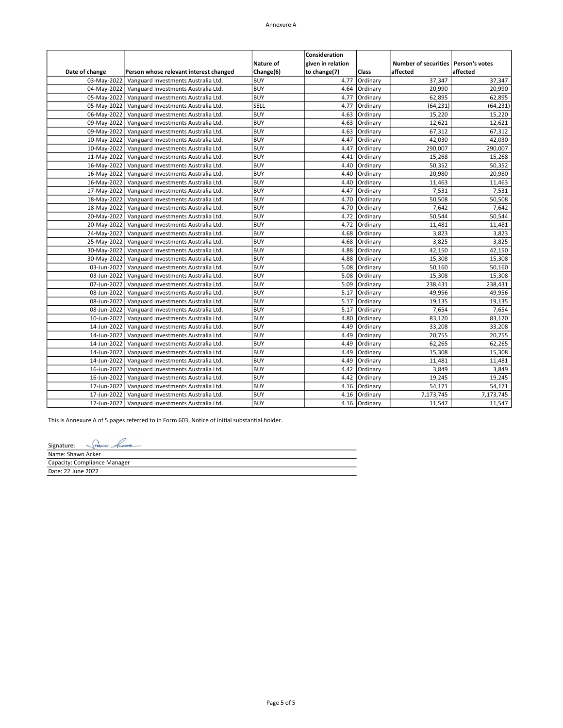Annexure A

| Date of change | Person whose relevant interest changed | Nature of Change(6) | Consideration given in relation to change(7) | Class | Number of securities affected | Person's votes affected |
|---|---|---|---|---|---|---|
| 03-May-2022 | Vanguard Investments Australia Ltd. | BUY | 4.77 | Ordinary | 37,347 | 37,347 |
| 04-May-2022 | Vanguard Investments Australia Ltd. | BUY | 4.64 | Ordinary | 20,990 | 20,990 |
| 05-May-2022 | Vanguard Investments Australia Ltd. | BUY | 4.77 | Ordinary | 62,895 | 62,895 |
| 05-May-2022 | Vanguard Investments Australia Ltd. | SELL | 4.77 | Ordinary | (64,231) | (64,231) |
| 06-May-2022 | Vanguard Investments Australia Ltd. | BUY | 4.63 | Ordinary | 15,220 | 15,220 |
| 09-May-2022 | Vanguard Investments Australia Ltd. | BUY | 4.63 | Ordinary | 12,621 | 12,621 |
| 09-May-2022 | Vanguard Investments Australia Ltd. | BUY | 4.63 | Ordinary | 67,312 | 67,312 |
| 10-May-2022 | Vanguard Investments Australia Ltd. | BUY | 4.47 | Ordinary | 42,030 | 42,030 |
| 10-May-2022 | Vanguard Investments Australia Ltd. | BUY | 4.47 | Ordinary | 290,007 | 290,007 |
| 11-May-2022 | Vanguard Investments Australia Ltd. | BUY | 4.41 | Ordinary | 15,268 | 15,268 |
| 16-May-2022 | Vanguard Investments Australia Ltd. | BUY | 4.40 | Ordinary | 50,352 | 50,352 |
| 16-May-2022 | Vanguard Investments Australia Ltd. | BUY | 4.40 | Ordinary | 20,980 | 20,980 |
| 16-May-2022 | Vanguard Investments Australia Ltd. | BUY | 4.40 | Ordinary | 11,463 | 11,463 |
| 17-May-2022 | Vanguard Investments Australia Ltd. | BUY | 4.47 | Ordinary | 7,531 | 7,531 |
| 18-May-2022 | Vanguard Investments Australia Ltd. | BUY | 4.70 | Ordinary | 50,508 | 50,508 |
| 18-May-2022 | Vanguard Investments Australia Ltd. | BUY | 4.70 | Ordinary | 7,642 | 7,642 |
| 20-May-2022 | Vanguard Investments Australia Ltd. | BUY | 4.72 | Ordinary | 50,544 | 50,544 |
| 20-May-2022 | Vanguard Investments Australia Ltd. | BUY | 4.72 | Ordinary | 11,481 | 11,481 |
| 24-May-2022 | Vanguard Investments Australia Ltd. | BUY | 4.68 | Ordinary | 3,823 | 3,823 |
| 25-May-2022 | Vanguard Investments Australia Ltd. | BUY | 4.68 | Ordinary | 3,825 | 3,825 |
| 30-May-2022 | Vanguard Investments Australia Ltd. | BUY | 4.88 | Ordinary | 42,150 | 42,150 |
| 30-May-2022 | Vanguard Investments Australia Ltd. | BUY | 4.88 | Ordinary | 15,308 | 15,308 |
| 03-Jun-2022 | Vanguard Investments Australia Ltd. | BUY | 5.08 | Ordinary | 50,160 | 50,160 |
| 03-Jun-2022 | Vanguard Investments Australia Ltd. | BUY | 5.08 | Ordinary | 15,308 | 15,308 |
| 07-Jun-2022 | Vanguard Investments Australia Ltd. | BUY | 5.09 | Ordinary | 238,431 | 238,431 |
| 08-Jun-2022 | Vanguard Investments Australia Ltd. | BUY | 5.17 | Ordinary | 49,956 | 49,956 |
| 08-Jun-2022 | Vanguard Investments Australia Ltd. | BUY | 5.17 | Ordinary | 19,135 | 19,135 |
| 08-Jun-2022 | Vanguard Investments Australia Ltd. | BUY | 5.17 | Ordinary | 7,654 | 7,654 |
| 10-Jun-2022 | Vanguard Investments Australia Ltd. | BUY | 4.80 | Ordinary | 83,120 | 83,120 |
| 14-Jun-2022 | Vanguard Investments Australia Ltd. | BUY | 4.49 | Ordinary | 33,208 | 33,208 |
| 14-Jun-2022 | Vanguard Investments Australia Ltd. | BUY | 4.49 | Ordinary | 20,755 | 20,755 |
| 14-Jun-2022 | Vanguard Investments Australia Ltd. | BUY | 4.49 | Ordinary | 62,265 | 62,265 |
| 14-Jun-2022 | Vanguard Investments Australia Ltd. | BUY | 4.49 | Ordinary | 15,308 | 15,308 |
| 14-Jun-2022 | Vanguard Investments Australia Ltd. | BUY | 4.49 | Ordinary | 11,481 | 11,481 |
| 16-Jun-2022 | Vanguard Investments Australia Ltd. | BUY | 4.42 | Ordinary | 3,849 | 3,849 |
| 16-Jun-2022 | Vanguard Investments Australia Ltd. | BUY | 4.42 | Ordinary | 19,245 | 19,245 |
| 17-Jun-2022 | Vanguard Investments Australia Ltd. | BUY | 4.16 | Ordinary | 54,171 | 54,171 |
| 17-Jun-2022 | Vanguard Investments Australia Ltd. | BUY | 4.16 | Ordinary | 7,173,745 | 7,173,745 |
| 17-Jun-2022 | Vanguard Investments Australia Ltd. | BUY | 4.16 | Ordinary | 11,547 | 11,547 |

This is Annexure A of 5 pages referred to in Form 603, Notice of initial substantial holder.

Signature:

Name: Shawn Acker

Capacity: Compliance Manager

Date: 22 June 2022